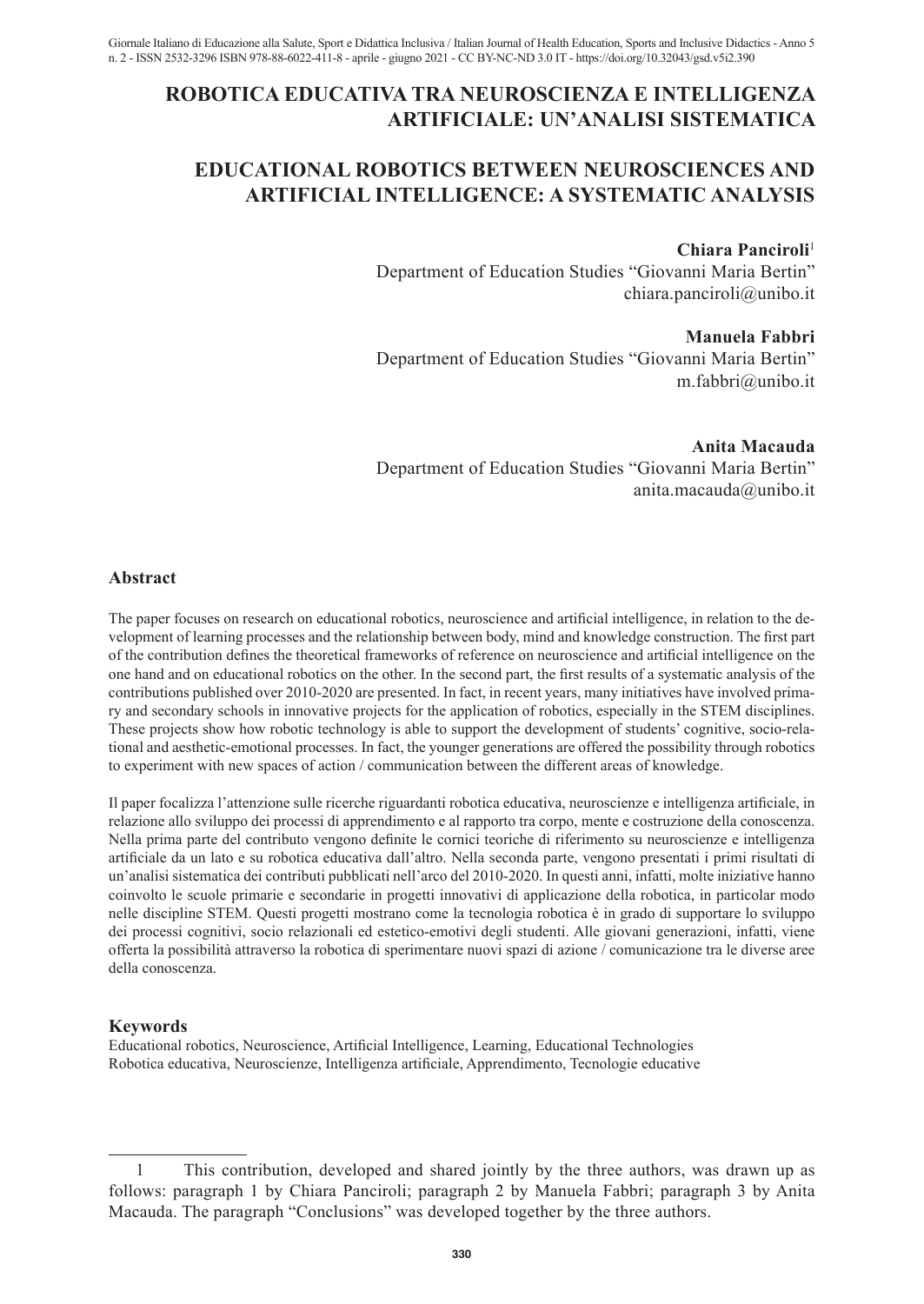# ROBOTICA EDUCATIVA TRA NEUROSCIENZA E INTELLIGENZA ARTIFICIALE: UN'ANALISI SISTEMATICA

# EDUCATIONAL ROBOTICS BETWEEN NEUROSCIENCES AND ARTIFICIAL INTELLIGENCE: A SYSTEMATIC ANALYSIS

**Chiara Panciroli**[1]
Department of Education Studies "Giovanni Maria Bertin"
chiara.panciroli@unibo.it

**Manuela Fabbri**
Department of Education Studies "Giovanni Maria Bertin"
m.fabbri@unibo.it

**Anita Macauda**
Department of Education Studies "Giovanni Maria Bertin"
anita.macauda@unibo.it

## Abstract

The paper focuses on research on educational robotics, neuroscience and artificial intelligence, in relation to the development of learning processes and the relationship between body, mind and knowledge construction. The first part of the contribution defines the theoretical frameworks of reference on neuroscience and artificial intelligence on the one hand and on educational robotics on the other. In the second part, the first results of a systematic analysis of the contributions published over 2010-2020 are presented. In fact, in recent years, many initiatives have involved primary and secondary schools in innovative projects for the application of robotics, especially in the STEM disciplines. These projects show how robotic technology is able to support the development of students' cognitive, socio-relational and aesthetic-emotional processes. In fact, the younger generations are offered the possibility through robotics to experiment with new spaces of action / communication between the different areas of knowledge.

Il paper focalizza l'attenzione sulle ricerche riguardanti robotica educativa, neuroscienze e intelligenza artificiale, in relazione allo sviluppo dei processi di apprendimento e al rapporto tra corpo, mente e costruzione della conoscenza. Nella prima parte del contributo vengono definite le cornici teoriche di riferimento su neuroscienze e intelligenza artificiale da un lato e su robotica educativa dall'altro. Nella seconda parte, vengono presentati i primi risultati di un'analisi sistematica dei contributi pubblicati nell'arco del 2010-2020. In questi anni, infatti, molte iniziative hanno coinvolto le scuole primarie e secondarie in progetti innovativi di applicazione della robotica, in particolar modo nelle discipline STEM. Questi progetti mostrano come la tecnologia robotica è in grado di supportare lo sviluppo dei processi cognitivi, socio relazionali ed estetico-emotivi degli studenti. Alle giovani generazioni, infatti, viene offerta la possibilità attraverso la robotica di sperimentare nuovi spazi di azione / comunicazione tra le diverse aree della conoscenza.

## Keywords

Educational robotics, Neuroscience, Artificial Intelligence, Learning, Educational Technologies
Robotica educativa, Neuroscienze, Intelligenza artificiale, Apprendimento, Tecnologie educative

---

[1] This contribution, developed and shared jointly by the three authors, was drawn up as follows: paragraph 1 by Chiara Panciroli; paragraph 2 by Manuela Fabbri; paragraph 3 by Anita Macauda. The paragraph "Conclusions" was developed together by the three authors.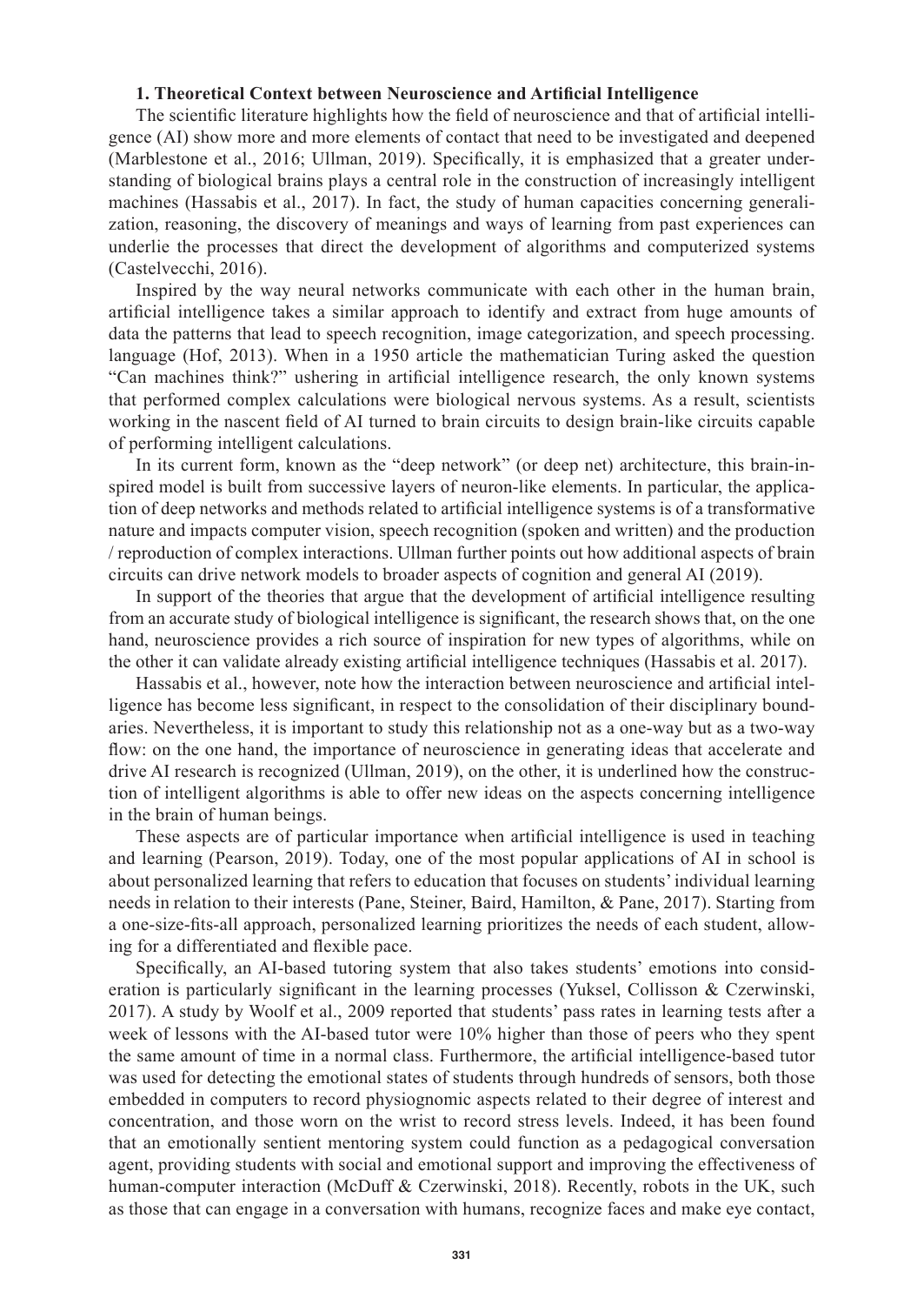### 1. Theoretical Context between Neuroscience and Artificial Intelligence

The scientific literature highlights how the field of neuroscience and that of artificial intelligence (AI) show more and more elements of contact that need to be investigated and deepened (Marblestone et al., 2016; Ullman, 2019). Specifically, it is emphasized that a greater understanding of biological brains plays a central role in the construction of increasingly intelligent machines (Hassabis et al., 2017). In fact, the study of human capacities concerning generalization, reasoning, the discovery of meanings and ways of learning from past experiences can underlie the processes that direct the development of algorithms and computerized systems (Castelvecchi, 2016).

Inspired by the way neural networks communicate with each other in the human brain, artificial intelligence takes a similar approach to identify and extract from huge amounts of data the patterns that lead to speech recognition, image categorization, and speech processing. language (Hof, 2013). When in a 1950 article the mathematician Turing asked the question "Can machines think?" ushering in artificial intelligence research, the only known systems that performed complex calculations were biological nervous systems. As a result, scientists working in the nascent field of AI turned to brain circuits to design brain-like circuits capable of performing intelligent calculations.

In its current form, known as the "deep network" (or deep net) architecture, this brain-inspired model is built from successive layers of neuron-like elements. In particular, the application of deep networks and methods related to artificial intelligence systems is of a transformative nature and impacts computer vision, speech recognition (spoken and written) and the production / reproduction of complex interactions. Ullman further points out how additional aspects of brain circuits can drive network models to broader aspects of cognition and general AI (2019).

In support of the theories that argue that the development of artificial intelligence resulting from an accurate study of biological intelligence is significant, the research shows that, on the one hand, neuroscience provides a rich source of inspiration for new types of algorithms, while on the other it can validate already existing artificial intelligence techniques (Hassabis et al. 2017).

Hassabis et al., however, note how the interaction between neuroscience and artificial intelligence has become less significant, in respect to the consolidation of their disciplinary boundaries. Nevertheless, it is important to study this relationship not as a one-way but as a two-way flow: on the one hand, the importance of neuroscience in generating ideas that accelerate and drive AI research is recognized (Ullman, 2019), on the other, it is underlined how the construction of intelligent algorithms is able to offer new ideas on the aspects concerning intelligence in the brain of human beings.

These aspects are of particular importance when artificial intelligence is used in teaching and learning (Pearson, 2019). Today, one of the most popular applications of AI in school is about personalized learning that refers to education that focuses on students' individual learning needs in relation to their interests (Pane, Steiner, Baird, Hamilton, & Pane, 2017). Starting from a one-size-fits-all approach, personalized learning prioritizes the needs of each student, allowing for a differentiated and flexible pace.

Specifically, an AI-based tutoring system that also takes students' emotions into consideration is particularly significant in the learning processes (Yuksel, Collisson & Czerwinski, 2017). A study by Woolf et al., 2009 reported that students' pass rates in learning tests after a week of lessons with the AI-based tutor were 10% higher than those of peers who they spent the same amount of time in a normal class. Furthermore, the artificial intelligence-based tutor was used for detecting the emotional states of students through hundreds of sensors, both those embedded in computers to record physiognomic aspects related to their degree of interest and concentration, and those worn on the wrist to record stress levels. Indeed, it has been found that an emotionally sentient mentoring system could function as a pedagogical conversation agent, providing students with social and emotional support and improving the effectiveness of human-computer interaction (McDuff & Czerwinski, 2018). Recently, robots in the UK, such as those that can engage in a conversation with humans, recognize faces and make eye contact,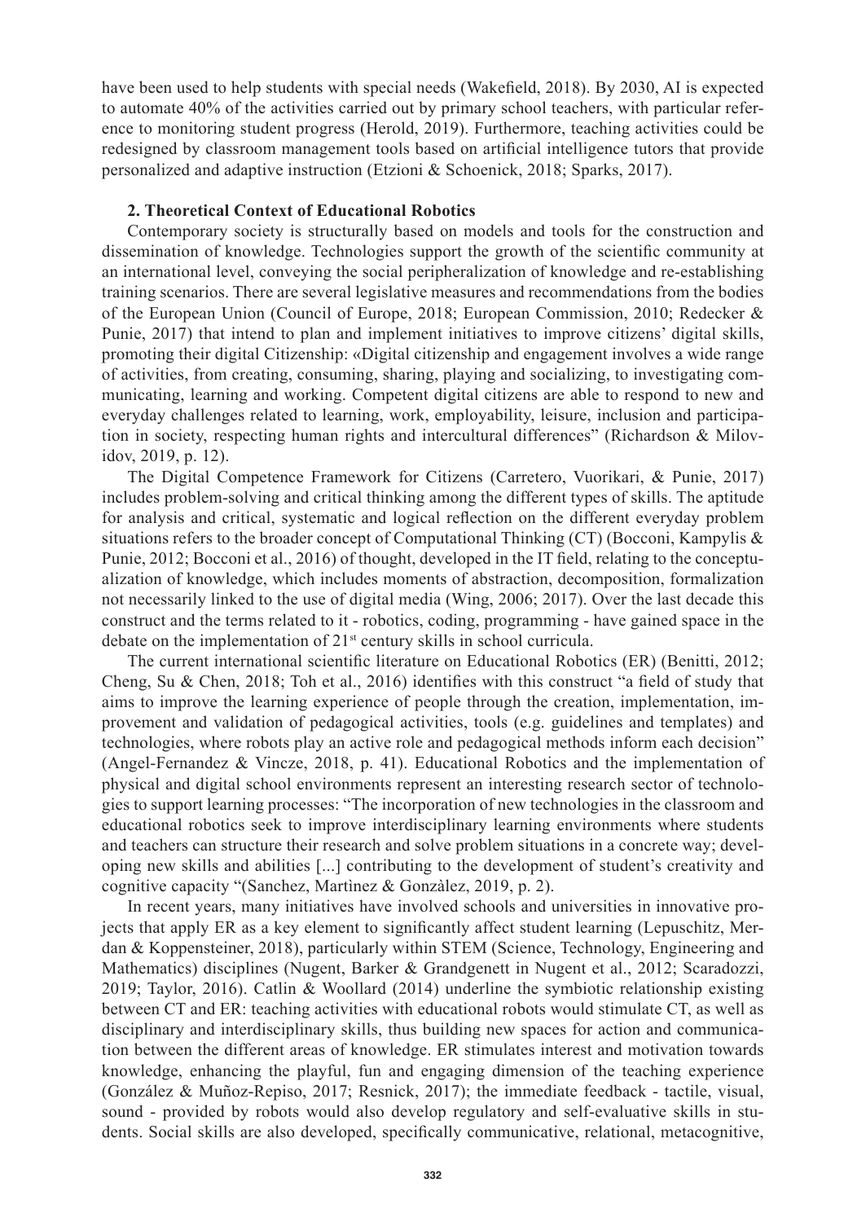have been used to help students with special needs (Wakefield, 2018). By 2030, AI is expected to automate 40% of the activities carried out by primary school teachers, with particular reference to monitoring student progress (Herold, 2019). Furthermore, teaching activities could be redesigned by classroom management tools based on artificial intelligence tutors that provide personalized and adaptive instruction (Etzioni & Schoenick, 2018; Sparks, 2017).

## 2. Theoretical Context of Educational Robotics

Contemporary society is structurally based on models and tools for the construction and dissemination of knowledge. Technologies support the growth of the scientific community at an international level, conveying the social peripheralization of knowledge and re-establishing training scenarios. There are several legislative measures and recommendations from the bodies of the European Union (Council of Europe, 2018; European Commission, 2010; Redecker & Punie, 2017) that intend to plan and implement initiatives to improve citizens' digital skills, promoting their digital Citizenship: «Digital citizenship and engagement involves a wide range of activities, from creating, consuming, sharing, playing and socializing, to investigating communicating, learning and working. Competent digital citizens are able to respond to new and everyday challenges related to learning, work, employability, leisure, inclusion and participation in society, respecting human rights and intercultural differences" (Richardson & Milovidov, 2019, p. 12).

The Digital Competence Framework for Citizens (Carretero, Vuorikari, & Punie, 2017) includes problem-solving and critical thinking among the different types of skills. The aptitude for analysis and critical, systematic and logical reflection on the different everyday problem situations refers to the broader concept of Computational Thinking (CT) (Bocconi, Kampylis & Punie, 2012; Bocconi et al., 2016) of thought, developed in the IT field, relating to the conceptualization of knowledge, which includes moments of abstraction, decomposition, formalization not necessarily linked to the use of digital media (Wing, 2006; 2017). Over the last decade this construct and the terms related to it - robotics, coding, programming - have gained space in the debate on the implementation of 21st century skills in school curricula.

The current international scientific literature on Educational Robotics (ER) (Benitti, 2012; Cheng, Su & Chen, 2018; Toh et al., 2016) identifies with this construct "a field of study that aims to improve the learning experience of people through the creation, implementation, improvement and validation of pedagogical activities, tools (e.g. guidelines and templates) and technologies, where robots play an active role and pedagogical methods inform each decision" (Angel-Fernandez & Vincze, 2018, p. 41). Educational Robotics and the implementation of physical and digital school environments represent an interesting research sector of technologies to support learning processes: "The incorporation of new technologies in the classroom and educational robotics seek to improve interdisciplinary learning environments where students and teachers can structure their research and solve problem situations in a concrete way; developing new skills and abilities [...] contributing to the development of student's creativity and cognitive capacity "(Sanchez, Martìnez & Gonzàlez, 2019, p. 2).

In recent years, many initiatives have involved schools and universities in innovative projects that apply ER as a key element to significantly affect student learning (Lepuschitz, Merdan & Koppensteiner, 2018), particularly within STEM (Science, Technology, Engineering and Mathematics) disciplines (Nugent, Barker & Grandgenett in Nugent et al., 2012; Scaradozzi, 2019; Taylor, 2016). Catlin & Woollard (2014) underline the symbiotic relationship existing between CT and ER: teaching activities with educational robots would stimulate CT, as well as disciplinary and interdisciplinary skills, thus building new spaces for action and communication between the different areas of knowledge. ER stimulates interest and motivation towards knowledge, enhancing the playful, fun and engaging dimension of the teaching experience (González & Muñoz-Repiso, 2017; Resnick, 2017); the immediate feedback - tactile, visual, sound - provided by robots would also develop regulatory and self-evaluative skills in students. Social skills are also developed, specifically communicative, relational, metacognitive,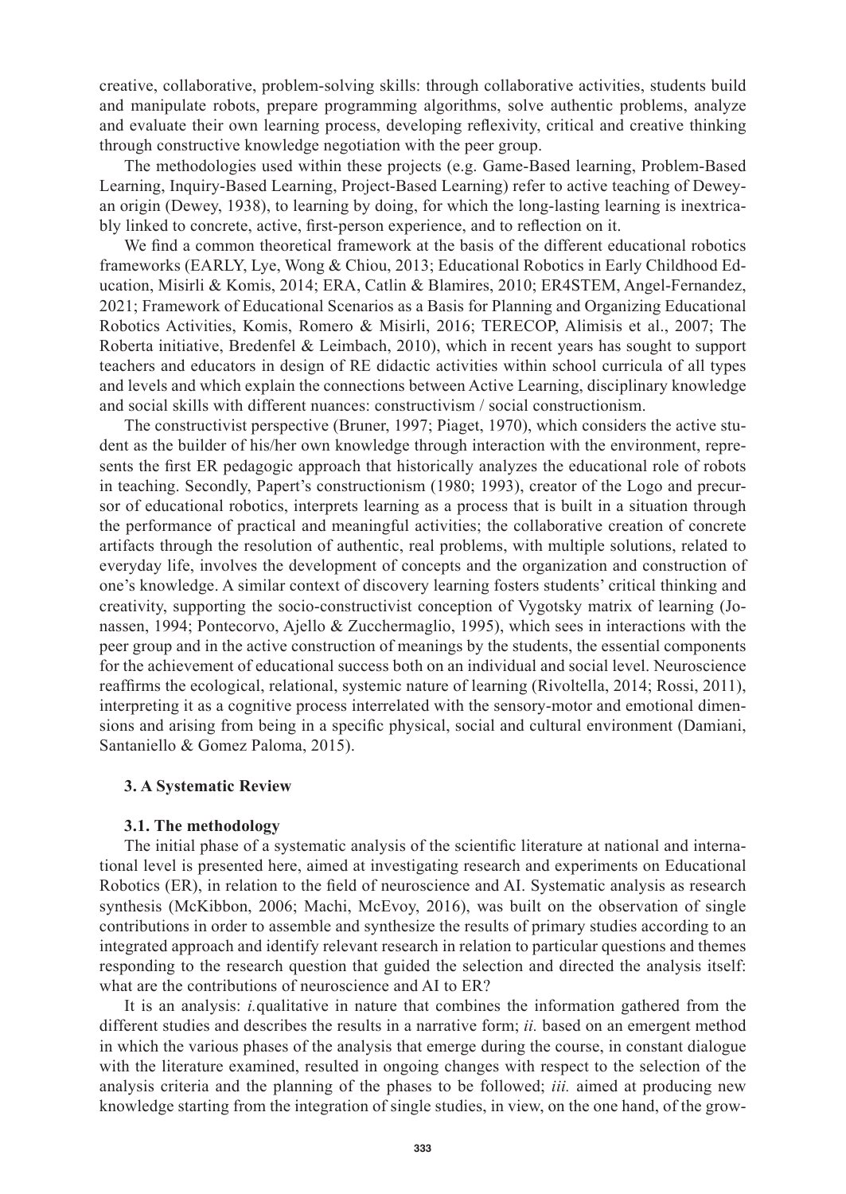creative, collaborative, problem-solving skills: through collaborative activities, students build and manipulate robots, prepare programming algorithms, solve authentic problems, analyze and evaluate their own learning process, developing reflexivity, critical and creative thinking through constructive knowledge negotiation with the peer group.

The methodologies used within these projects (e.g. Game-Based learning, Problem-Based Learning, Inquiry-Based Learning, Project-Based Learning) refer to active teaching of Deweyan origin (Dewey, 1938), to learning by doing, for which the long-lasting learning is inextricably linked to concrete, active, first-person experience, and to reflection on it.

We find a common theoretical framework at the basis of the different educational robotics frameworks (EARLY, Lye, Wong & Chiou, 2013; Educational Robotics in Early Childhood Education, Misirli & Komis, 2014; ERA, Catlin & Blamires, 2010; ER4STEM, Angel-Fernandez, 2021; Framework of Educational Scenarios as a Basis for Planning and Organizing Educational Robotics Activities, Komis, Romero & Misirli, 2016; TERECOP, Alimisis et al., 2007; The Roberta initiative, Bredenfel & Leimbach, 2010), which in recent years has sought to support teachers and educators in design of RE didactic activities within school curricula of all types and levels and which explain the connections between Active Learning, disciplinary knowledge and social skills with different nuances: constructivism / social constructionism.

The constructivist perspective (Bruner, 1997; Piaget, 1970), which considers the active student as the builder of his/her own knowledge through interaction with the environment, represents the first ER pedagogic approach that historically analyzes the educational role of robots in teaching. Secondly, Papert's constructionism (1980; 1993), creator of the Logo and precursor of educational robotics, interprets learning as a process that is built in a situation through the performance of practical and meaningful activities; the collaborative creation of concrete artifacts through the resolution of authentic, real problems, with multiple solutions, related to everyday life, involves the development of concepts and the organization and construction of one's knowledge. A similar context of discovery learning fosters students' critical thinking and creativity, supporting the socio-constructivist conception of Vygotsky matrix of learning (Jonassen, 1994; Pontecorvo, Ajello & Zucchermaglio, 1995), which sees in interactions with the peer group and in the active construction of meanings by the students, the essential components for the achievement of educational success both on an individual and social level. Neuroscience reaffirms the ecological, relational, systemic nature of learning (Rivoltella, 2014; Rossi, 2011), interpreting it as a cognitive process interrelated with the sensory-motor and emotional dimensions and arising from being in a specific physical, social and cultural environment (Damiani, Santaniello & Gomez Paloma, 2015).

## 3. A Systematic Review

### 3.1. The methodology

The initial phase of a systematic analysis of the scientific literature at national and international level is presented here, aimed at investigating research and experiments on Educational Robotics (ER), in relation to the field of neuroscience and AI. Systematic analysis as research synthesis (McKibbon, 2006; Machi, McEvoy, 2016), was built on the observation of single contributions in order to assemble and synthesize the results of primary studies according to an integrated approach and identify relevant research in relation to particular questions and themes responding to the research question that guided the selection and directed the analysis itself: what are the contributions of neuroscience and AI to ER?

It is an analysis: *i.*qualitative in nature that combines the information gathered from the different studies and describes the results in a narrative form; *ii.* based on an emergent method in which the various phases of the analysis that emerge during the course, in constant dialogue with the literature examined, resulted in ongoing changes with respect to the selection of the analysis criteria and the planning of the phases to be followed; *iii.* aimed at producing new knowledge starting from the integration of single studies, in view, on the one hand, of the grow-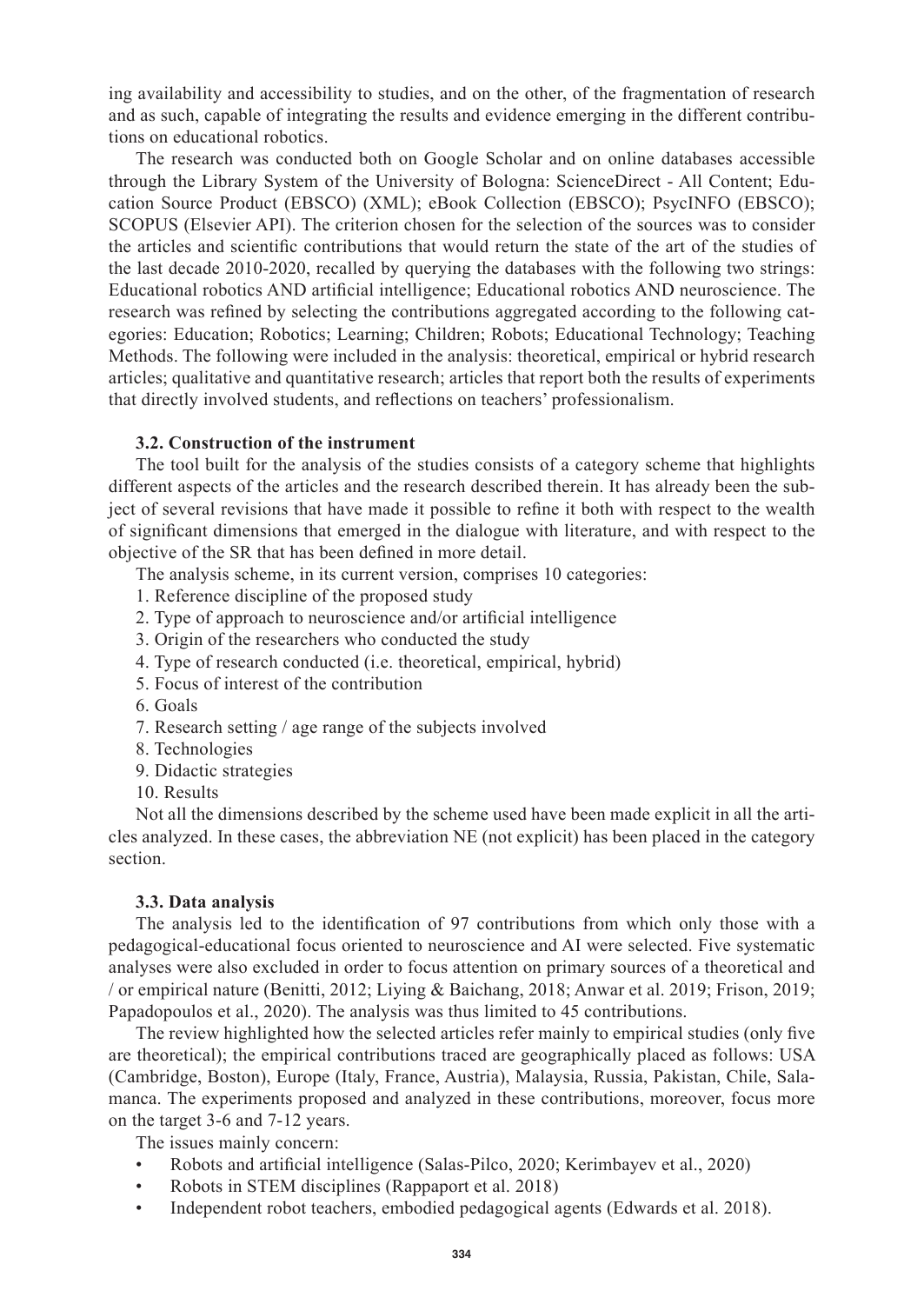ing availability and accessibility to studies, and on the other, of the fragmentation of research and as such, capable of integrating the results and evidence emerging in the different contributions on educational robotics.

The research was conducted both on Google Scholar and on online databases accessible through the Library System of the University of Bologna: ScienceDirect - All Content; Education Source Product (EBSCO) (XML); eBook Collection (EBSCO); PsycINFO (EBSCO); SCOPUS (Elsevier API). The criterion chosen for the selection of the sources was to consider the articles and scientific contributions that would return the state of the art of the studies of the last decade 2010-2020, recalled by querying the databases with the following two strings: Educational robotics AND artificial intelligence; Educational robotics AND neuroscience. The research was refined by selecting the contributions aggregated according to the following categories: Education; Robotics; Learning; Children; Robots; Educational Technology; Teaching Methods. The following were included in the analysis: theoretical, empirical or hybrid research articles; qualitative and quantitative research; articles that report both the results of experiments that directly involved students, and reflections on teachers' professionalism.

### 3.2. Construction of the instrument

The tool built for the analysis of the studies consists of a category scheme that highlights different aspects of the articles and the research described therein. It has already been the subject of several revisions that have made it possible to refine it both with respect to the wealth of significant dimensions that emerged in the dialogue with literature, and with respect to the objective of the SR that has been defined in more detail.

The analysis scheme, in its current version, comprises 10 categories:

1. Reference discipline of the proposed study
2. Type of approach to neuroscience and/or artificial intelligence
3. Origin of the researchers who conducted the study
4. Type of research conducted (i.e. theoretical, empirical, hybrid)
5. Focus of interest of the contribution
6. Goals
7. Research setting / age range of the subjects involved
8. Technologies
9. Didactic strategies
10. Results

Not all the dimensions described by the scheme used have been made explicit in all the articles analyzed. In these cases, the abbreviation NE (not explicit) has been placed in the category section.

### 3.3. Data analysis

The analysis led to the identification of 97 contributions from which only those with a pedagogical-educational focus oriented to neuroscience and AI were selected. Five systematic analyses were also excluded in order to focus attention on primary sources of a theoretical and / or empirical nature (Benitti, 2012; Liying & Baichang, 2018; Anwar et al. 2019; Frison, 2019; Papadopoulos et al., 2020). The analysis was thus limited to 45 contributions.

The review highlighted how the selected articles refer mainly to empirical studies (only five are theoretical); the empirical contributions traced are geographically placed as follows: USA (Cambridge, Boston), Europe (Italy, France, Austria), Malaysia, Russia, Pakistan, Chile, Salamanca. The experiments proposed and analyzed in these contributions, moreover, focus more on the target 3-6 and 7-12 years.

The issues mainly concern:

- Robots and artificial intelligence (Salas-Pilco, 2020; Kerimbayev et al., 2020)
- Robots in STEM disciplines (Rappaport et al. 2018)
- Independent robot teachers, embodied pedagogical agents (Edwards et al. 2018).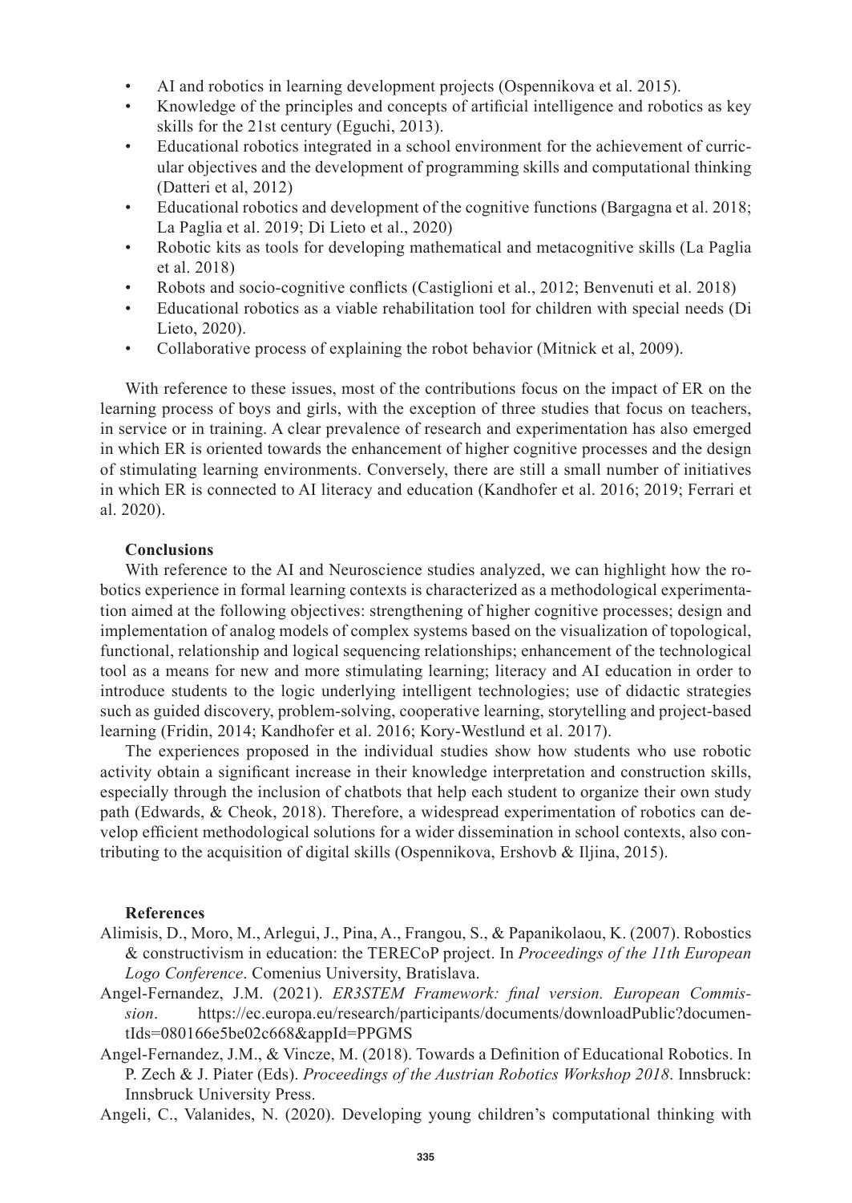- AI and robotics in learning development projects (Ospennikova et al. 2015).
- Knowledge of the principles and concepts of artificial intelligence and robotics as key skills for the 21st century (Eguchi, 2013).
- Educational robotics integrated in a school environment for the achievement of curricular objectives and the development of programming skills and computational thinking (Datteri et al, 2012)
- Educational robotics and development of the cognitive functions (Bargagna et al. 2018; La Paglia et al. 2019; Di Lieto et al., 2020)
- Robotic kits as tools for developing mathematical and metacognitive skills (La Paglia et al. 2018)
- Robots and socio-cognitive conflicts (Castiglioni et al., 2012; Benvenuti et al. 2018)
- Educational robotics as a viable rehabilitation tool for children with special needs (Di Lieto, 2020).
- Collaborative process of explaining the robot behavior (Mitnick et al, 2009).

With reference to these issues, most of the contributions focus on the impact of ER on the learning process of boys and girls, with the exception of three studies that focus on teachers, in service or in training. A clear prevalence of research and experimentation has also emerged in which ER is oriented towards the enhancement of higher cognitive processes and the design of stimulating learning environments. Conversely, there are still a small number of initiatives in which ER is connected to AI literacy and education (Kandhofer et al. 2016; 2019; Ferrari et al. 2020).

**Conclusions**

With reference to the AI and Neuroscience studies analyzed, we can highlight how the robotics experience in formal learning contexts is characterized as a methodological experimentation aimed at the following objectives: strengthening of higher cognitive processes; design and implementation of analog models of complex systems based on the visualization of topological, functional, relationship and logical sequencing relationships; enhancement of the technological tool as a means for new and more stimulating learning; literacy and AI education in order to introduce students to the logic underlying intelligent technologies; use of didactic strategies such as guided discovery, problem-solving, cooperative learning, storytelling and project-based learning (Fridin, 2014; Kandhofer et al. 2016; Kory-Westlund et al. 2017).

The experiences proposed in the individual studies show how students who use robotic activity obtain a significant increase in their knowledge interpretation and construction skills, especially through the inclusion of chatbots that help each student to organize their own study path (Edwards, & Cheok, 2018). Therefore, a widespread experimentation of robotics can develop efficient methodological solutions for a wider dissemination in school contexts, also contributing to the acquisition of digital skills (Ospennikova, Ershovb & Iljina, 2015).

**References**

Alimisis, D., Moro, M., Arlegui, J., Pina, A., Frangou, S., & Papanikolaou, K. (2007). Robostics & constructivism in education: the TERECoP project. In *Proceedings of the 11th European Logo Conference*. Comenius University, Bratislava.

Angel-Fernandez, J.M. (2021). *ER3STEM Framework: final version. European Commission*. https://ec.europa.eu/research/participants/documents/downloadPublic?documentIds=080166e5be02c668&appId=PPGMS

Angel-Fernandez, J.M., & Vincze, M. (2018). Towards a Definition of Educational Robotics. In P. Zech & J. Piater (Eds). *Proceedings of the Austrian Robotics Workshop 2018*. Innsbruck: Innsbruck University Press.

Angeli, C., Valanides, N. (2020). Developing young children's computational thinking with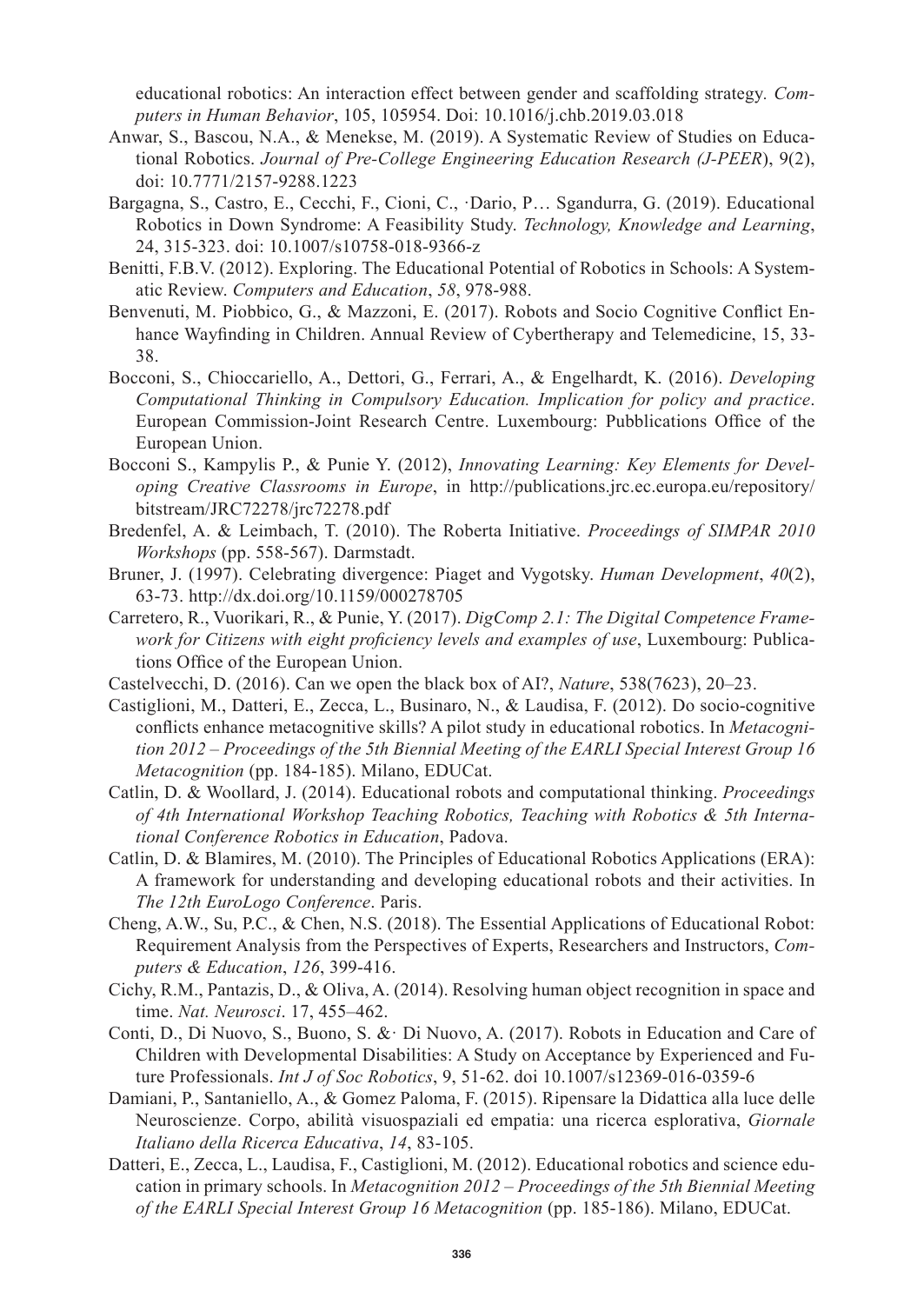educational robotics: An interaction effect between gender and scaffolding strategy. *Computers in Human Behavior*, 105, 105954. Doi: 10.1016/j.chb.2019.03.018

Anwar, S., Bascou, N.A., & Menekse, M. (2019). A Systematic Review of Studies on Educational Robotics. *Journal of Pre-College Engineering Education Research (J-PEER)*, 9(2), doi: 10.7771/2157-9288.1223

Bargagna, S., Castro, E., Cecchi, F., Cioni, C., ·Dario, P… Sgandurra, G. (2019). Educational Robotics in Down Syndrome: A Feasibility Study. *Technology, Knowledge and Learning*, 24, 315-323. doi: 10.1007/s10758-018-9366-z

Benitti, F.B.V. (2012). Exploring. The Educational Potential of Robotics in Schools: A Systematic Review. *Computers and Education*, *58*, 978-988.

Benvenuti, M. Piobbico, G., & Mazzoni, E. (2017). Robots and Socio Cognitive Conflict Enhance Wayfinding in Children. Annual Review of Cybertherapy and Telemedicine, 15, 33-38.

Bocconi, S., Chioccariello, A., Dettori, G., Ferrari, A., & Engelhardt, K. (2016). *Developing Computational Thinking in Compulsory Education. Implication for policy and practice*. European Commission-Joint Research Centre. Luxembourg: Pubblications Office of the European Union.

Bocconi S., Kampylis P., & Punie Y. (2012), *Innovating Learning: Key Elements for Developing Creative Classrooms in Europe*, in http://publications.jrc.ec.europa.eu/repository/bitstream/JRC72278/jrc72278.pdf

Bredenfel, A. & Leimbach, T. (2010). The Roberta Initiative. *Proceedings of SIMPAR 2010 Workshops* (pp. 558-567). Darmstadt.

Bruner, J. (1997). Celebrating divergence: Piaget and Vygotsky. *Human Development*, *40*(2), 63-73. http://dx.doi.org/10.1159/000278705

Carretero, R., Vuorikari, R., & Punie, Y. (2017). *DigComp 2.1: The Digital Competence Framework for Citizens with eight proficiency levels and examples of use*, Luxembourg: Publications Office of the European Union.

Castelvecchi, D. (2016). Can we open the black box of AI?, *Nature*, 538(7623), 20–23.

Castiglioni, M., Datteri, E., Zecca, L., Businaro, N., & Laudisa, F. (2012). Do socio-cognitive conflicts enhance metacognitive skills? A pilot study in educational robotics. In *Metacognition 2012 – Proceedings of the 5th Biennial Meeting of the EARLI Special Interest Group 16 Metacognition* (pp. 184-185). Milano, EDUCat.

Catlin, D. & Woollard, J. (2014). Educational robots and computational thinking. *Proceedings of 4th International Workshop Teaching Robotics, Teaching with Robotics & 5th International Conference Robotics in Education*, Padova.

Catlin, D. & Blamires, M. (2010). The Principles of Educational Robotics Applications (ERA): A framework for understanding and developing educational robots and their activities. In *The 12th EuroLogo Conference*. Paris.

Cheng, A.W., Su, P.C., & Chen, N.S. (2018). The Essential Applications of Educational Robot: Requirement Analysis from the Perspectives of Experts, Researchers and Instructors, *Computers & Education*, *126*, 399-416.

Cichy, R.M., Pantazis, D., & Oliva, A. (2014). Resolving human object recognition in space and time. *Nat. Neurosci*. 17, 455–462.

Conti, D., Di Nuovo, S., Buono, S. &· Di Nuovo, A. (2017). Robots in Education and Care of Children with Developmental Disabilities: A Study on Acceptance by Experienced and Future Professionals. *Int J of Soc Robotics*, 9, 51-62. doi 10.1007/s12369-016-0359-6

Damiani, P., Santaniello, A., & Gomez Paloma, F. (2015). Ripensare la Didattica alla luce delle Neuroscienze. Corpo, abilità visuospaziali ed empatia: una ricerca esplorativa, *Giornale Italiano della Ricerca Educativa*, *14*, 83-105.

Datteri, E., Zecca, L., Laudisa, F., Castiglioni, M. (2012). Educational robotics and science education in primary schools. In *Metacognition 2012 – Proceedings of the 5th Biennial Meeting of the EARLI Special Interest Group 16 Metacognition* (pp. 185-186). Milano, EDUCat.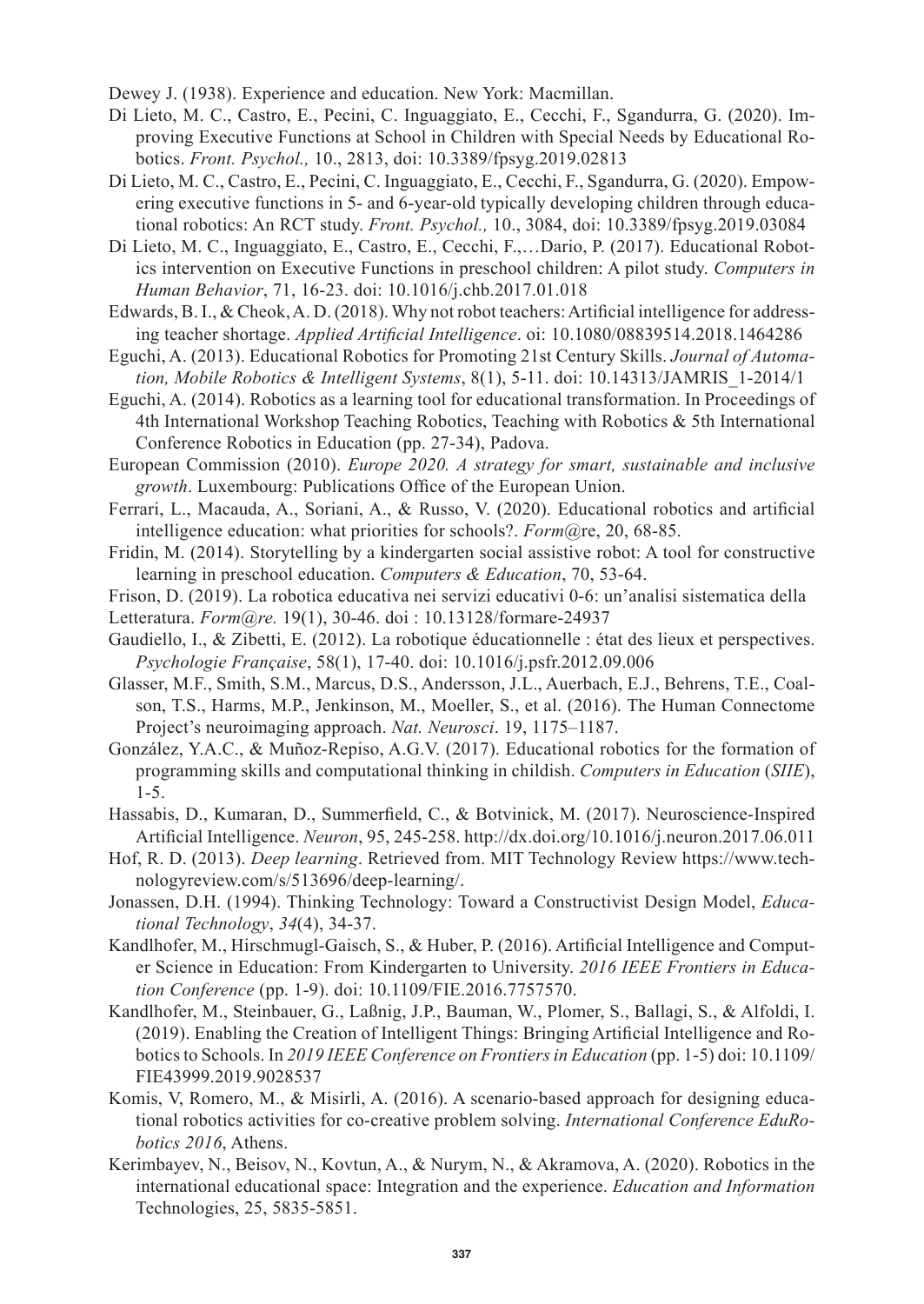Dewey J. (1938). Experience and education. New York: Macmillan.

Di Lieto, M. C., Castro, E., Pecini, C. Inguaggiato, E., Cecchi, F., Sgandurra, G. (2020). Improving Executive Functions at School in Children with Special Needs by Educational Robotics. *Front. Psychol.,* 10., 2813, doi: 10.3389/fpsyg.2019.02813

Di Lieto, M. C., Castro, E., Pecini, C. Inguaggiato, E., Cecchi, F., Sgandurra, G. (2020). Empowering executive functions in 5- and 6-year-old typically developing children through educational robotics: An RCT study. *Front. Psychol.,* 10., 3084, doi: 10.3389/fpsyg.2019.03084

Di Lieto, M. C., Inguaggiato, E., Castro, E., Cecchi, F.,…Dario, P. (2017). Educational Robotics intervention on Executive Functions in preschool children: A pilot study. *Computers in Human Behavior*, 71, 16-23. doi: 10.1016/j.chb.2017.01.018

Edwards, B. I., & Cheok, A. D. (2018). Why not robot teachers: Artificial intelligence for addressing teacher shortage. *Applied Artificial Intelligence*. oi: 10.1080/08839514.2018.1464286

Eguchi, A. (2013). Educational Robotics for Promoting 21st Century Skills. *Journal of Automation, Mobile Robotics & Intelligent Systems*, 8(1), 5-11. doi: 10.14313/JAMRIS_1-2014/1

Eguchi, A. (2014). Robotics as a learning tool for educational transformation. In Proceedings of 4th International Workshop Teaching Robotics, Teaching with Robotics & 5th International Conference Robotics in Education (pp. 27-34), Padova.

European Commission (2010). *Europe 2020. A strategy for smart, sustainable and inclusive growth*. Luxembourg: Publications Office of the European Union.

Ferrari, L., Macauda, A., Soriani, A., & Russo, V. (2020). Educational robotics and artificial intelligence education: what priorities for schools?. *Form@re*, 20, 68-85.

Fridin, M. (2014). Storytelling by a kindergarten social assistive robot: A tool for constructive learning in preschool education. *Computers & Education*, 70, 53-64.

Frison, D. (2019). La robotica educativa nei servizi educativi 0-6: un'analisi sistematica della Letteratura. *Form@re.* 19(1), 30-46. doi : 10.13128/formare-24937

Gaudiello, I., & Zibetti, E. (2012). La robotique éducationnelle : état des lieux et perspectives. *Psychologie Française*, 58(1), 17-40. doi: 10.1016/j.psfr.2012.09.006

Glasser, M.F., Smith, S.M., Marcus, D.S., Andersson, J.L., Auerbach, E.J., Behrens, T.E., Coalson, T.S., Harms, M.P., Jenkinson, M., Moeller, S., et al. (2016). The Human Connectome Project's neuroimaging approach. *Nat. Neurosci*. 19, 1175–1187.

González, Y.A.C., & Muñoz-Repiso, A.G.V. (2017). Educational robotics for the formation of programming skills and computational thinking in childish. *Computers in Education* (*SIIE*), 1-5.

Hassabis, D., Kumaran, D., Summerfield, C., & Botvinick, M. (2017). Neuroscience-Inspired Artificial Intelligence. *Neuron*, 95, 245-258. http://dx.doi.org/10.1016/j.neuron.2017.06.011

Hof, R. D. (2013). *Deep learning*. Retrieved from. MIT Technology Review https://www.technologyreview.com/s/513696/deep-learning/.

Jonassen, D.H. (1994). Thinking Technology: Toward a Constructivist Design Model, *Educational Technology*, *34*(4), 34-37.

Kandlhofer, M., Hirschmugl-Gaisch, S., & Huber, P. (2016). Artificial Intelligence and Computer Science in Education: From Kindergarten to University. *2016 IEEE Frontiers in Education Conference* (pp. 1-9). doi: 10.1109/FIE.2016.7757570.

Kandlhofer, M., Steinbauer, G., Laßnig, J.P., Bauman, W., Plomer, S., Ballagi, S., & Alfoldi, I. (2019). Enabling the Creation of Intelligent Things: Bringing Artificial Intelligence and Robotics to Schools. In *2019 IEEE Conference on Frontiers in Education* (pp. 1-5) doi: 10.1109/FIE43999.2019.9028537

Komis, V, Romero, M., & Misirli, A. (2016). A scenario-based approach for designing educational robotics activities for co-creative problem solving. *International Conference EduRobotics 2016*, Athens.

Kerimbayev, N., Beisov, N., Kovtun, A., & Nurym, N., & Akramova, A. (2020). Robotics in the international educational space: Integration and the experience. *Education and Information* Technologies, 25, 5835-5851.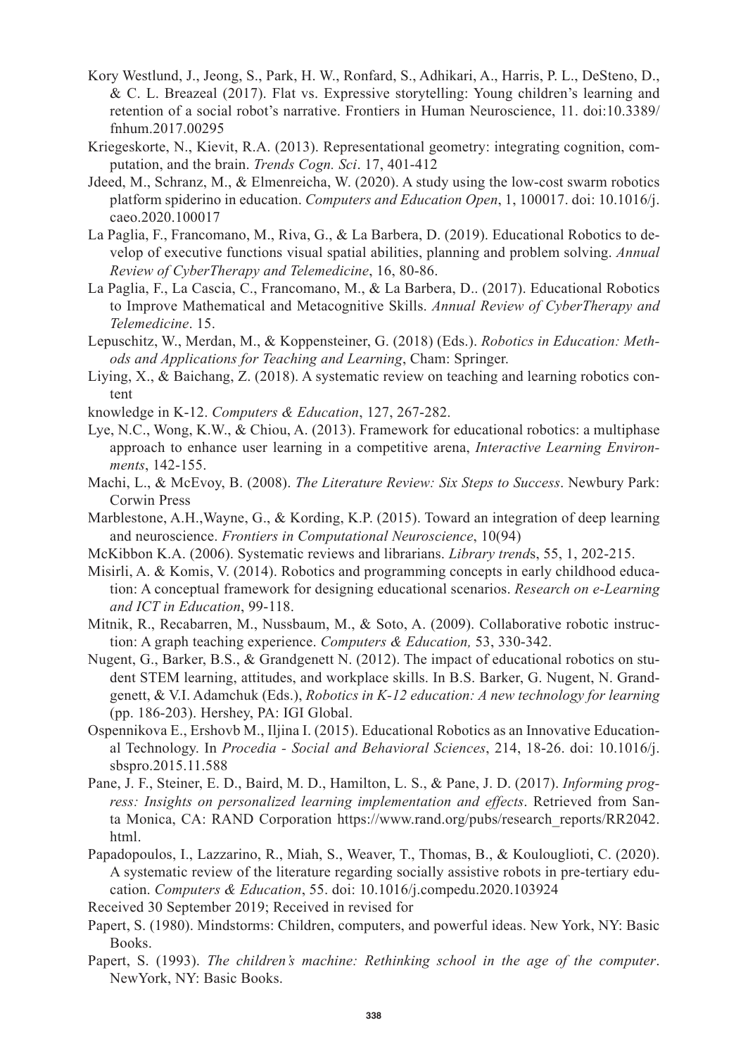Kory Westlund, J., Jeong, S., Park, H. W., Ronfard, S., Adhikari, A., Harris, P. L., DeSteno, D., & C. L. Breazeal (2017). Flat vs. Expressive storytelling: Young children's learning and retention of a social robot's narrative. Frontiers in Human Neuroscience, 11. doi:10.3389/fnhum.2017.00295

Kriegeskorte, N., Kievit, R.A. (2013). Representational geometry: integrating cognition, computation, and the brain. *Trends Cogn. Sci*. 17, 401-412

Jdeed, M., Schranz, M., & Elmenreicha, W. (2020). A study using the low-cost swarm robotics platform spiderino in education. *Computers and Education Open*, 1, 100017. doi: 10.1016/j.caeo.2020.100017

La Paglia, F., Francomano, M., Riva, G., & La Barbera, D. (2019). Educational Robotics to develop of executive functions visual spatial abilities, planning and problem solving. *Annual Review of CyberTherapy and Telemedicine*, 16, 80-86.

La Paglia, F., La Cascia, C., Francomano, M., & La Barbera, D.. (2017). Educational Robotics to Improve Mathematical and Metacognitive Skills. *Annual Review of CyberTherapy and Telemedicine*. 15.

Lepuschitz, W., Merdan, M., & Koppensteiner, G. (2018) (Eds.). *Robotics in Education: Methods and Applications for Teaching and Learning*, Cham: Springer.

Liying, X., & Baichang, Z. (2018). A systematic review on teaching and learning robotics content

knowledge in K-12. *Computers & Education*, 127, 267-282.

Lye, N.C., Wong, K.W., & Chiou, A. (2013). Framework for educational robotics: a multiphase approach to enhance user learning in a competitive arena, *Interactive Learning Environments*, 142-155.

Machi, L., & McEvoy, B. (2008). *The Literature Review: Six Steps to Success*. Newbury Park: Corwin Press

Marblestone, A.H.,Wayne, G., & Kording, K.P. (2015). Toward an integration of deep learning and neuroscience. *Frontiers in Computational Neuroscience*, 10(94)

McKibbon K.A. (2006). Systematic reviews and librarians. *Library trends*, 55, 1, 202-215.

Misirli, A. & Komis, V. (2014). Robotics and programming concepts in early childhood education: A conceptual framework for designing educational scenarios. *Research on e-Learning and ICT in Education*, 99-118.

Mitnik, R., Recabarren, M., Nussbaum, M., & Soto, A. (2009). Collaborative robotic instruction: A graph teaching experience. *Computers & Education,* 53, 330-342.

Nugent, G., Barker, B.S., & Grandgenett N. (2012). The impact of educational robotics on student STEM learning, attitudes, and workplace skills. In B.S. Barker, G. Nugent, N. Grandgenett, & V.I. Adamchuk (Eds.), *Robotics in K-12 education: A new technology for learning* (pp. 186-203). Hershey, PA: IGI Global.

Ospennikova E., Ershovb M., Iljina I. (2015). Educational Robotics as an Innovative Educational Technology. In *Procedia - Social and Behavioral Sciences*, 214, 18-26. doi: 10.1016/j.sbspro.2015.11.588

Pane, J. F., Steiner, E. D., Baird, M. D., Hamilton, L. S., & Pane, J. D. (2017). *Informing progress: Insights on personalized learning implementation and effects*. Retrieved from Santa Monica, CA: RAND Corporation https://www.rand.org/pubs/research_reports/RR2042.html.

Papadopoulos, I., Lazzarino, R., Miah, S., Weaver, T., Thomas, B., & Koulouglioti, C. (2020). A systematic review of the literature regarding socially assistive robots in pre-tertiary education. *Computers & Education*, 55. doi: 10.1016/j.compedu.2020.103924

Received 30 September 2019; Received in revised for

Papert, S. (1980). Mindstorms: Children, computers, and powerful ideas. New York, NY: Basic Books.

Papert, S. (1993). *The children's machine: Rethinking school in the age of the computer*. NewYork, NY: Basic Books.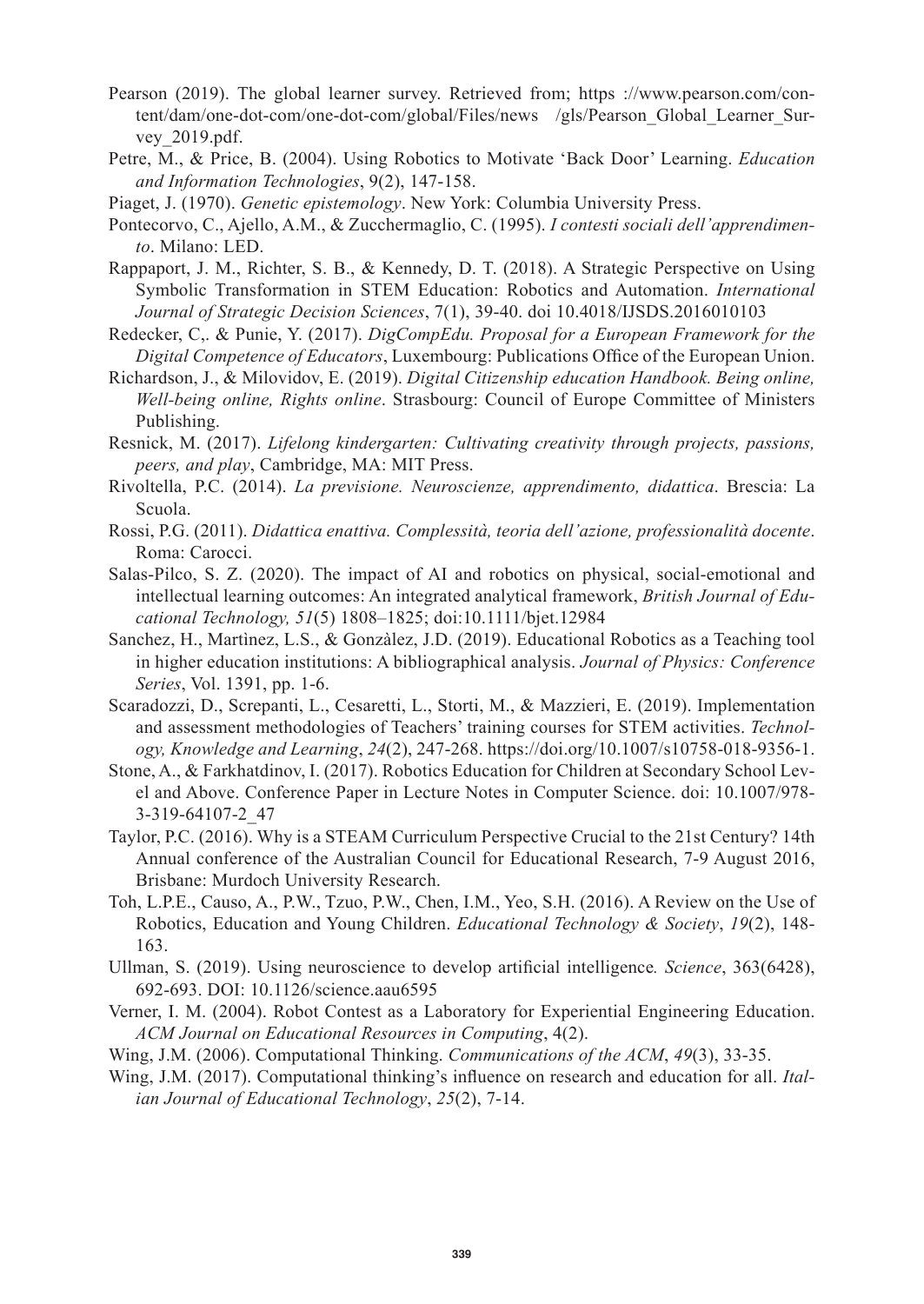Pearson (2019). The global learner survey. Retrieved from; https ://www.pearson.com/content/dam/one-dot-com/one-dot-com/global/Files/news /gls/Pearson_Global_Learner_Survey_2019.pdf.

Petre, M., & Price, B. (2004). Using Robotics to Motivate 'Back Door' Learning. *Education and Information Technologies*, 9(2), 147-158.

Piaget, J. (1970). *Genetic epistemology*. New York: Columbia University Press.

Pontecorvo, C., Ajello, A.M., & Zucchermaglio, C. (1995). *I contesti sociali dell'apprendimento*. Milano: LED.

Rappaport, J. M., Richter, S. B., & Kennedy, D. T. (2018). A Strategic Perspective on Using Symbolic Transformation in STEM Education: Robotics and Automation. *International Journal of Strategic Decision Sciences*, 7(1), 39-40. doi 10.4018/IJSDS.2016010103

Redecker, C,. & Punie, Y. (2017). *DigCompEdu. Proposal for a European Framework for the Digital Competence of Educators*, Luxembourg: Publications Office of the European Union.

Richardson, J., & Milovidov, E. (2019). *Digital Citizenship education Handbook. Being online, Well-being online, Rights online*. Strasbourg: Council of Europe Committee of Ministers Publishing.

Resnick, M. (2017). *Lifelong kindergarten: Cultivating creativity through projects, passions, peers, and play*, Cambridge, MA: MIT Press.

Rivoltella, P.C. (2014). *La previsione. Neuroscienze, apprendimento, didattica*. Brescia: La Scuola.

Rossi, P.G. (2011). *Didattica enattiva. Complessità, teoria dell'azione, professionalità docente*. Roma: Carocci.

Salas-Pilco, S. Z. (2020). The impact of AI and robotics on physical, social-emotional and intellectual learning outcomes: An integrated analytical framework, *British Journal of Educational Technology, 51*(5) 1808–1825; doi:10.1111/bjet.12984

Sanchez, H., Martìnez, L.S., & Gonzàlez, J.D. (2019). Educational Robotics as a Teaching tool in higher education institutions: A bibliographical analysis. *Journal of Physics: Conference Series*, Vol. 1391, pp. 1-6.

Scaradozzi, D., Screpanti, L., Cesaretti, L., Storti, M., & Mazzieri, E. (2019). Implementation and assessment methodologies of Teachers' training courses for STEM activities. *Technology, Knowledge and Learning*, *24*(2), 247-268. https://doi.org/10.1007/s10758-018-9356-1.

Stone, A., & Farkhatdinov, I. (2017). Robotics Education for Children at Secondary School Level and Above. Conference Paper in Lecture Notes in Computer Science. doi: 10.1007/978-3-319-64107-2_47

Taylor, P.C. (2016). Why is a STEAM Curriculum Perspective Crucial to the 21st Century? 14th Annual conference of the Australian Council for Educational Research, 7-9 August 2016, Brisbane: Murdoch University Research.

Toh, L.P.E., Causo, A., P.W., Tzuo, P.W., Chen, I.M., Yeo, S.H. (2016). A Review on the Use of Robotics, Education and Young Children. *Educational Technology & Society*, *19*(2), 148-163.

Ullman, S. (2019). Using neuroscience to develop artificial intelligence*. Science*, 363(6428), 692-693. DOI: 10.1126/science.aau6595

Verner, I. M. (2004). Robot Contest as a Laboratory for Experiential Engineering Education. *ACM Journal on Educational Resources in Computing*, 4(2).

Wing, J.M. (2006). Computational Thinking. *Communications of the ACM*, *49*(3), 33-35.

Wing, J.M. (2017). Computational thinking's influence on research and education for all. *Italian Journal of Educational Technology*, *25*(2), 7-14.